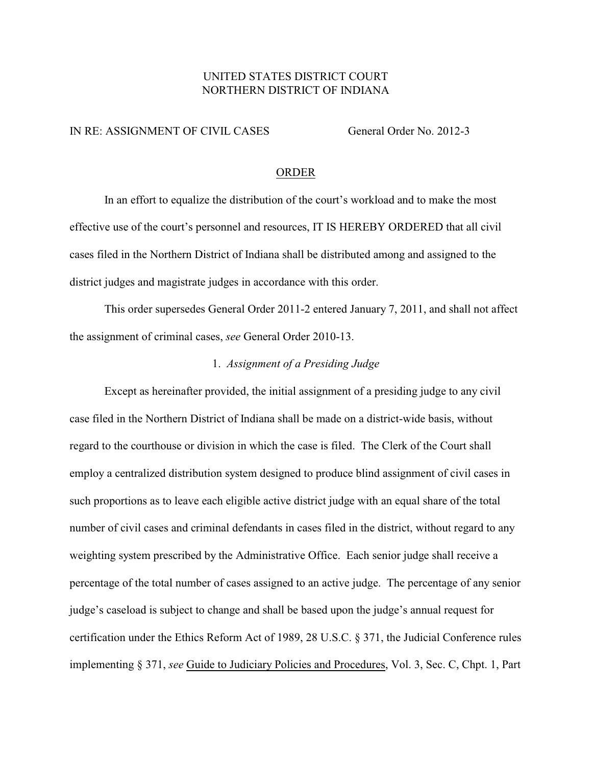UNITED STATES DISTRICT COURT
NORTHERN DISTRICT OF INDIANA

IN RE: ASSIGNMENT OF CIVIL CASES General Order No. 2012-3

## ORDER

In an effort to equalize the distribution of the court's workload and to make the most effective use of the court's personnel and resources, IT IS HEREBY ORDERED that all civil cases filed in the Northern District of Indiana shall be distributed among and assigned to the district judges and magistrate judges in accordance with this order.

This order supersedes General Order 2011-2 entered January 7, 2011, and shall not affect the assignment of criminal cases, *see* General Order 2010-13.

### 1. *Assignment of a Presiding Judge*

Except as hereinafter provided, the initial assignment of a presiding judge to any civil case filed in the Northern District of Indiana shall be made on a district-wide basis, without regard to the courthouse or division in which the case is filed. The Clerk of the Court shall employ a centralized distribution system designed to produce blind assignment of civil cases in such proportions as to leave each eligible active district judge with an equal share of the total number of civil cases and criminal defendants in cases filed in the district, without regard to any weighting system prescribed by the Administrative Office. Each senior judge shall receive a percentage of the total number of cases assigned to an active judge. The percentage of any senior judge's caseload is subject to change and shall be based upon the judge's annual request for certification under the Ethics Reform Act of 1989, 28 U.S.C. § 371, the Judicial Conference rules implementing § 371, *see* Guide to Judiciary Policies and Procedures, Vol. 3, Sec. C, Chpt. 1, Part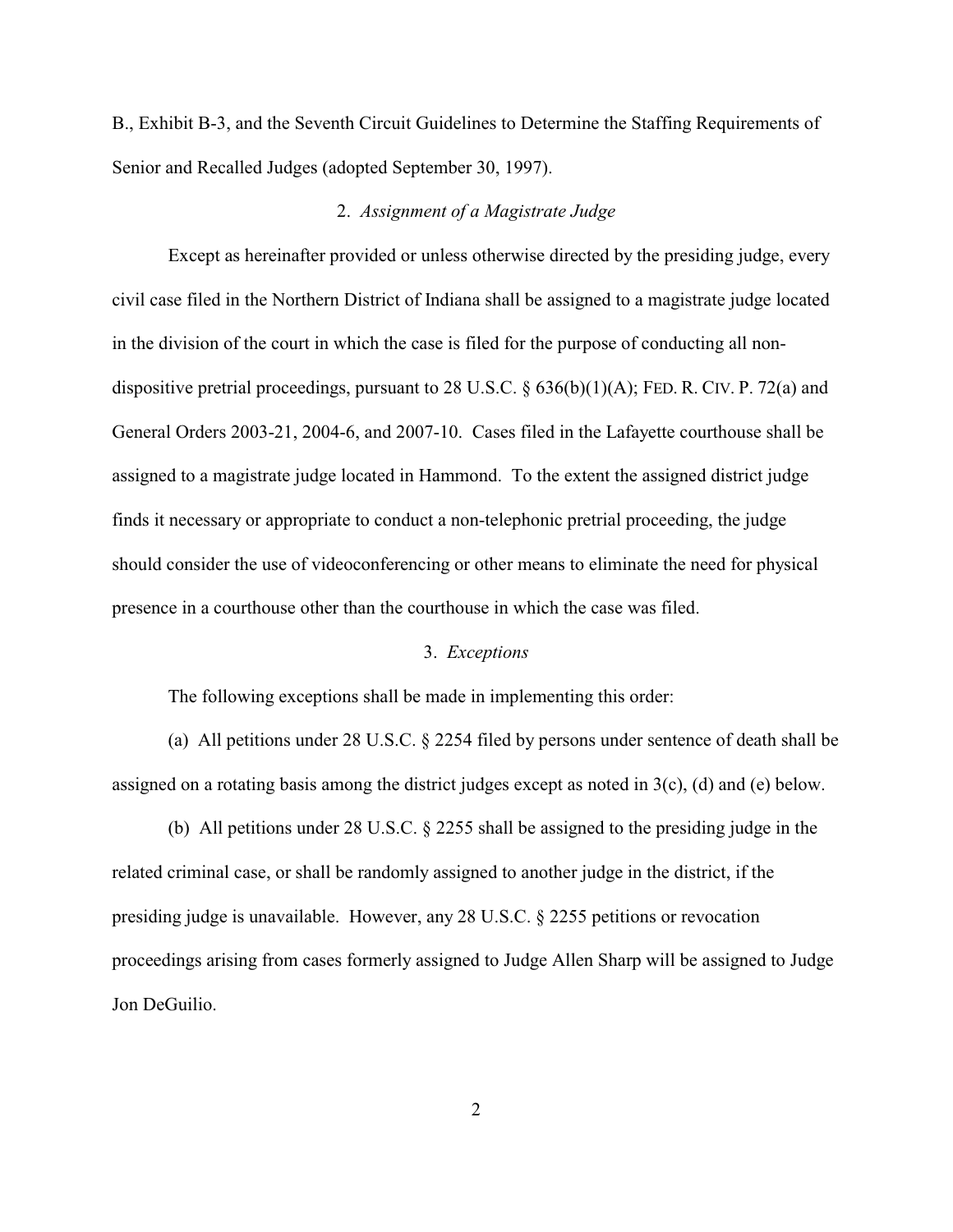B., Exhibit B-3, and the Seventh Circuit Guidelines to Determine the Staffing Requirements of Senior and Recalled Judges (adopted September 30, 1997).

### 2. *Assignment of a Magistrate Judge*

Except as hereinafter provided or unless otherwise directed by the presiding judge, every civil case filed in the Northern District of Indiana shall be assigned to a magistrate judge located in the division of the court in which the case is filed for the purpose of conducting all non-dispositive pretrial proceedings, pursuant to 28 U.S.C. § 636(b)(1)(A); FED. R. CIV. P. 72(a) and General Orders 2003-21, 2004-6, and 2007-10. Cases filed in the Lafayette courthouse shall be assigned to a magistrate judge located in Hammond. To the extent the assigned district judge finds it necessary or appropriate to conduct a non-telephonic pretrial proceeding, the judge should consider the use of videoconferencing or other means to eliminate the need for physical presence in a courthouse other than the courthouse in which the case was filed.

### 3. *Exceptions*

The following exceptions shall be made in implementing this order:

(a) All petitions under 28 U.S.C. § 2254 filed by persons under sentence of death shall be assigned on a rotating basis among the district judges except as noted in 3(c), (d) and (e) below.

(b) All petitions under 28 U.S.C. § 2255 shall be assigned to the presiding judge in the related criminal case, or shall be randomly assigned to another judge in the district, if the presiding judge is unavailable. However, any 28 U.S.C. § 2255 petitions or revocation proceedings arising from cases formerly assigned to Judge Allen Sharp will be assigned to Judge Jon DeGuilio.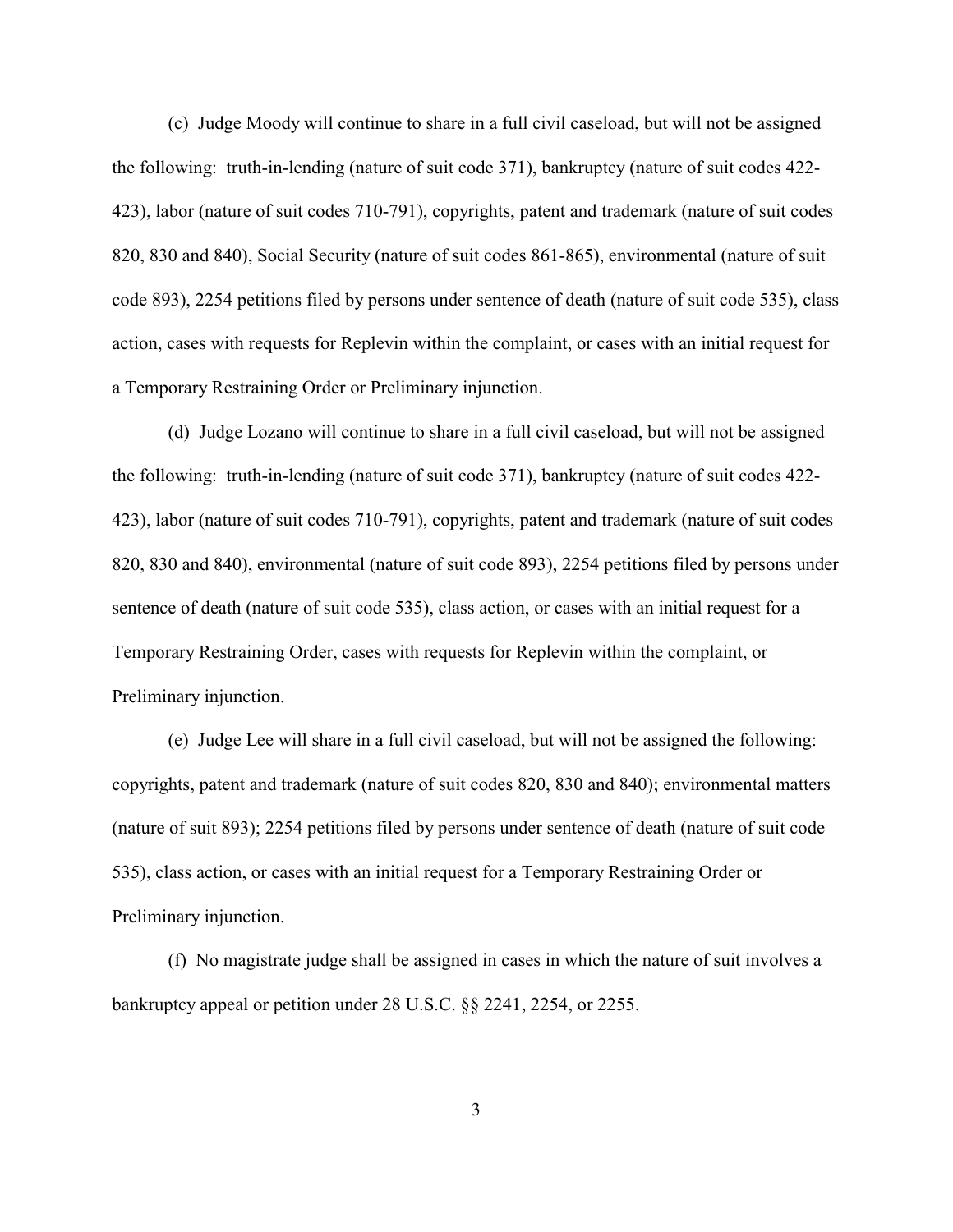(c) Judge Moody will continue to share in a full civil caseload, but will not be assigned the following: truth-in-lending (nature of suit code 371), bankruptcy (nature of suit codes 422-423), labor (nature of suit codes 710-791), copyrights, patent and trademark (nature of suit codes 820, 830 and 840), Social Security (nature of suit codes 861-865), environmental (nature of suit code 893), 2254 petitions filed by persons under sentence of death (nature of suit code 535), class action, cases with requests for Replevin within the complaint, or cases with an initial request for a Temporary Restraining Order or Preliminary injunction.

(d) Judge Lozano will continue to share in a full civil caseload, but will not be assigned the following: truth-in-lending (nature of suit code 371), bankruptcy (nature of suit codes 422-423), labor (nature of suit codes 710-791), copyrights, patent and trademark (nature of suit codes 820, 830 and 840), environmental (nature of suit code 893), 2254 petitions filed by persons under sentence of death (nature of suit code 535), class action, or cases with an initial request for a Temporary Restraining Order, cases with requests for Replevin within the complaint, or Preliminary injunction.

(e) Judge Lee will share in a full civil caseload, but will not be assigned the following: copyrights, patent and trademark (nature of suit codes 820, 830 and 840); environmental matters (nature of suit 893); 2254 petitions filed by persons under sentence of death (nature of suit code 535), class action, or cases with an initial request for a Temporary Restraining Order or Preliminary injunction.

(f) No magistrate judge shall be assigned in cases in which the nature of suit involves a bankruptcy appeal or petition under 28 U.S.C. §§ 2241, 2254, or 2255.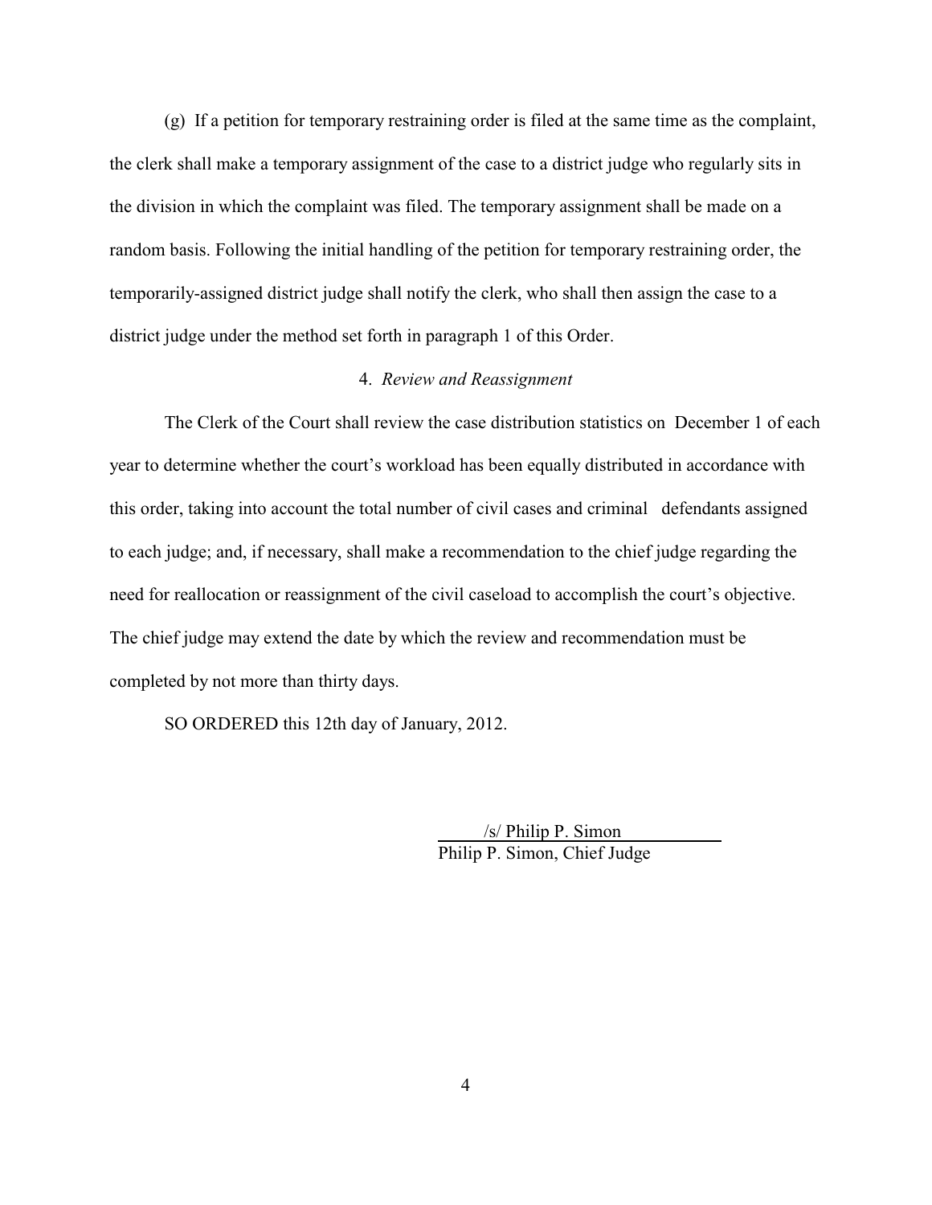(g) If a petition for temporary restraining order is filed at the same time as the complaint, the clerk shall make a temporary assignment of the case to a district judge who regularly sits in the division in which the complaint was filed. The temporary assignment shall be made on a random basis. Following the initial handling of the petition for temporary restraining order, the temporarily-assigned district judge shall notify the clerk, who shall then assign the case to a district judge under the method set forth in paragraph 1 of this Order.

4. *Review and Reassignment*

The Clerk of the Court shall review the case distribution statistics on December 1 of each year to determine whether the court's workload has been equally distributed in accordance with this order, taking into account the total number of civil cases and criminal defendants assigned to each judge; and, if necessary, shall make a recommendation to the chief judge regarding the need for reallocation or reassignment of the civil caseload to accomplish the court's objective. The chief judge may extend the date by which the review and recommendation must be completed by not more than thirty days.

SO ORDERED this 12th day of January, 2012.

/s/ Philip P. Simon
Philip P. Simon, Chief Judge